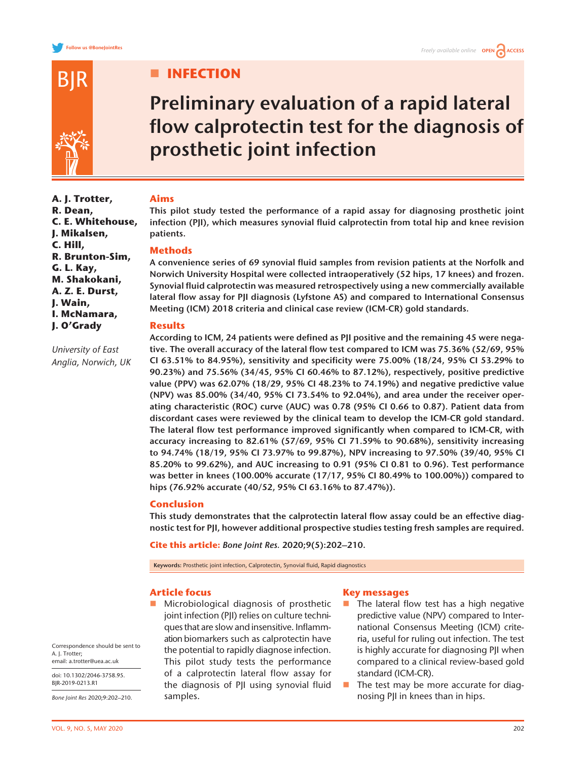# INFECTION

# Preliminary evaluation of a rapid lateral flow calprotectin test for the diagnosis of prosthetic joint infection

**A. J. Trotter, R. Dean, C. E. Whitehouse, J. Mikalsen, C. Hill, R. Brunton-Sim, G. L. Kay, M. Shakokani, A. Z. E. Durst, J. Wain, I. McNamara, J. O'Grady**

*University of East Anglia, Norwich, UK*

## Aims

**This pilot study tested the performance of a rapid assay for diagnosing prosthetic joint infection (PJI), which measures synovial fluid calprotectin from total hip and knee revision patients.**

## Methods

**A convenience series of 69 synovial fluid samples from revision patients at the Norfolk and Norwich University Hospital were collected intraoperatively (52 hips, 17 knees) and frozen. Synovial fluid calprotectin was measured retrospectively using a new commercially available lateral flow assay for PJI diagnosis (Lyfstone AS) and compared to International Consensus Meeting (ICM) 2018 criteria and clinical case review (ICM-CR) gold standards.**

## Results

**According to ICM, 24 patients were defined as PJI positive and the remaining 45 were negative. The overall accuracy of the lateral flow test compared to ICM was 75.36% (52/69, 95% CI 63.51% to 84.95%), sensitivity and specificity were 75.00% (18/24, 95% CI 53.29% to 90.23%) and 75.56% (34/45, 95% CI 60.46% to 87.12%), respectively, positive predictive value (PPV) was 62.07% (18/29, 95% CI 48.23% to 74.19%) and negative predictive value (NPV) was 85.00% (34/40, 95% CI 73.54% to 92.04%), and area under the receiver operating characteristic (ROC) curve (AUC) was 0.78 (95% CI 0.66 to 0.87). Patient data from discordant cases were reviewed by the clinical team to develop the ICM-CR gold standard. The lateral flow test performance improved significantly when compared to ICM-CR, with accuracy increasing to 82.61% (57/69, 95% CI 71.59% to 90.68%), sensitivity increasing to 94.74% (18/19, 95% CI 73.97% to 99.87%), NPV increasing to 97.50% (39/40, 95% CI 85.20% to 99.62%), and AUC increasing to 0.91 (95% CI 0.81 to 0.96). Test performance was better in knees (100.00% accurate (17/17, 95% CI 80.49% to 100.00%)) compared to hips (76.92% accurate (40/52, 95% CI 63.16% to 87.47%)).**

## Conclusion

**This study demonstrates that the calprotectin lateral flow assay could be an effective diagnostic test for PJI, however additional prospective studies testing fresh samples are required.**

**Cite this article:** ***Bone Joint Res.*** **2020;9(5):202–210.**

**Keywords:** Prosthetic joint infection, Calprotectin, Synovial fluid, Rapid diagnostics

## Article focus

- Microbiological diagnosis of prosthetic joint infection (PJI) relies on culture techniques that are slow and insensitive. Inflammation biomarkers such as calprotectin have the potential to rapidly diagnose infection. This pilot study tests the performance of a calprotectin lateral flow assay for the diagnosis of PJI using synovial fluid samples.

## Key messages

- The lateral flow test has a high negative predictive value (NPV) compared to International Consensus Meeting (ICM) criteria, useful for ruling out infection. The test is highly accurate for diagnosing PJI when compared to a clinical review-based gold standard (ICM-CR).
- The test may be more accurate for diagnosing PJI in knees than in hips.

Correspondence should be sent to A. J. Trotter; email: a.trotter@uea.ac.uk

doi: 10.1302/2046-3758.95.BJR-2019-0213.R1

*Bone Joint Res* 2020;9:202–210.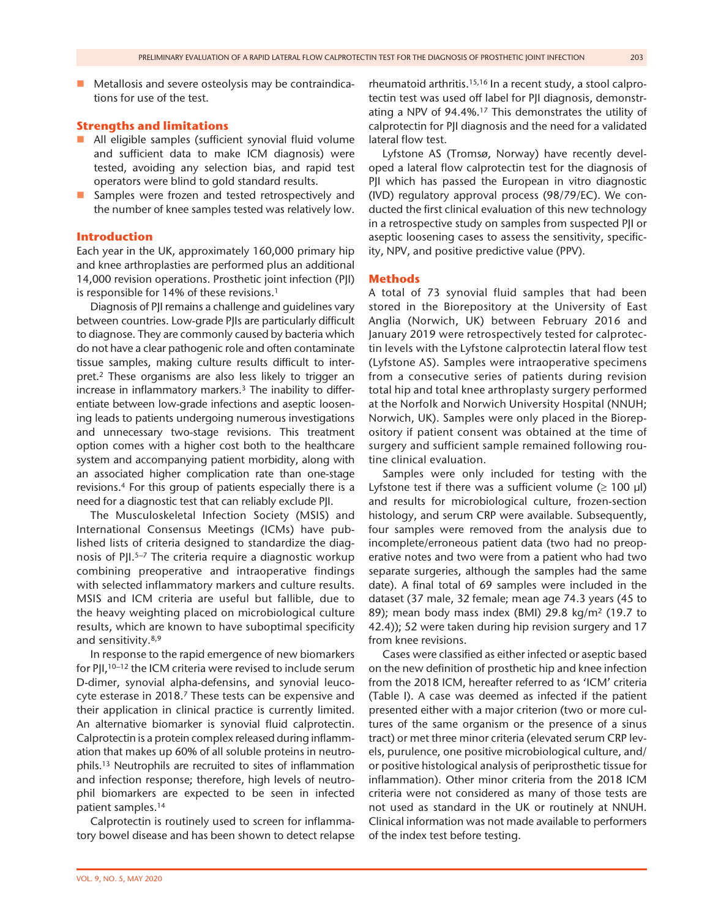- Metallosis and severe osteolysis may be contraindications for use of the test.

## Strengths and limitations

- All eligible samples (sufficient synovial fluid volume and sufficient data to make ICM diagnosis) were tested, avoiding any selection bias, and rapid test operators were blind to gold standard results.
- Samples were frozen and tested retrospectively and the number of knee samples tested was relatively low.

## Introduction

Each year in the UK, approximately 160,000 primary hip and knee arthroplasties are performed plus an additional 14,000 revision operations. Prosthetic joint infection (PJI) is responsible for 14% of these revisions.[1]

Diagnosis of PJI remains a challenge and guidelines vary between countries. Low-grade PJIs are particularly difficult to diagnose. They are commonly caused by bacteria which do not have a clear pathogenic role and often contaminate tissue samples, making culture results difficult to interpret.[2] These organisms are also less likely to trigger an increase in inflammatory markers.[3] The inability to differentiate between low-grade infections and aseptic loosening leads to patients undergoing numerous investigations and unnecessary two-stage revisions. This treatment option comes with a higher cost both to the healthcare system and accompanying patient morbidity, along with an associated higher complication rate than one-stage revisions.[4] For this group of patients especially there is a need for a diagnostic test that can reliably exclude PJI.

The Musculoskeletal Infection Society (MSIS) and International Consensus Meetings (ICMs) have published lists of criteria designed to standardize the diagnosis of PJI.[5–7] The criteria require a diagnostic workup combining preoperative and intraoperative findings with selected inflammatory markers and culture results. MSIS and ICM criteria are useful but fallible, due to the heavy weighting placed on microbiological culture results, which are known to have suboptimal specificity and sensitivity.[8,9]

In response to the rapid emergence of new biomarkers for PJI,[10–12] the ICM criteria were revised to include serum D-dimer, synovial alpha-defensins, and synovial leucocyte esterase in 2018.[7] These tests can be expensive and their application in clinical practice is currently limited. An alternative biomarker is synovial fluid calprotectin. Calprotectin is a protein complex released during inflammation that makes up 60% of all soluble proteins in neutrophils.[13] Neutrophils are recruited to sites of inflammation and infection response; therefore, high levels of neutrophil biomarkers are expected to be seen in infected patient samples.[14]

Calprotectin is routinely used to screen for inflammatory bowel disease and has been shown to detect relapse rheumatoid arthritis.[15,16] In a recent study, a stool calprotectin test was used off label for PJI diagnosis, demonstrating a NPV of 94.4%.[17] This demonstrates the utility of calprotectin for PJI diagnosis and the need for a validated lateral flow test.

Lyfstone AS (Tromsø, Norway) have recently developed a lateral flow calprotectin test for the diagnosis of PJI which has passed the European in vitro diagnostic (IVD) regulatory approval process (98/79/EC). We conducted the first clinical evaluation of this new technology in a retrospective study on samples from suspected PJI or aseptic loosening cases to assess the sensitivity, specificity, NPV, and positive predictive value (PPV).

## Methods

A total of 73 synovial fluid samples that had been stored in the Biorepository at the University of East Anglia (Norwich, UK) between February 2016 and January 2019 were retrospectively tested for calprotectin levels with the Lyfstone calprotectin lateral flow test (Lyfstone AS). Samples were intraoperative specimens from a consecutive series of patients during revision total hip and total knee arthroplasty surgery performed at the Norfolk and Norwich University Hospital (NNUH; Norwich, UK). Samples were only placed in the Biorepository if patient consent was obtained at the time of surgery and sufficient sample remained following routine clinical evaluation.

Samples were only included for testing with the Lyfstone test if there was a sufficient volume (≥ 100 μl) and results for microbiological culture, frozen-section histology, and serum CRP were available. Subsequently, four samples were removed from the analysis due to incomplete/erroneous patient data (two had no preoperative notes and two were from a patient who had two separate surgeries, although the samples had the same date). A final total of 69 samples were included in the dataset (37 male, 32 female; mean age 74.3 years (45 to 89); mean body mass index (BMI) 29.8 kg/m$^2$ (19.7 to 42.4)); 52 were taken during hip revision surgery and 17 from knee revisions.

Cases were classified as either infected or aseptic based on the new definition of prosthetic hip and knee infection from the 2018 ICM, hereafter referred to as 'ICM' criteria (Table I). A case was deemed as infected if the patient presented either with a major criterion (two or more cultures of the same organism or the presence of a sinus tract) or met three minor criteria (elevated serum CRP levels, purulence, one positive microbiological culture, and/or positive histological analysis of periprosthetic tissue for inflammation). Other minor criteria from the 2018 ICM criteria were not considered as many of those tests are not used as standard in the UK or routinely at NNUH. Clinical information was not made available to performers of the index test before testing.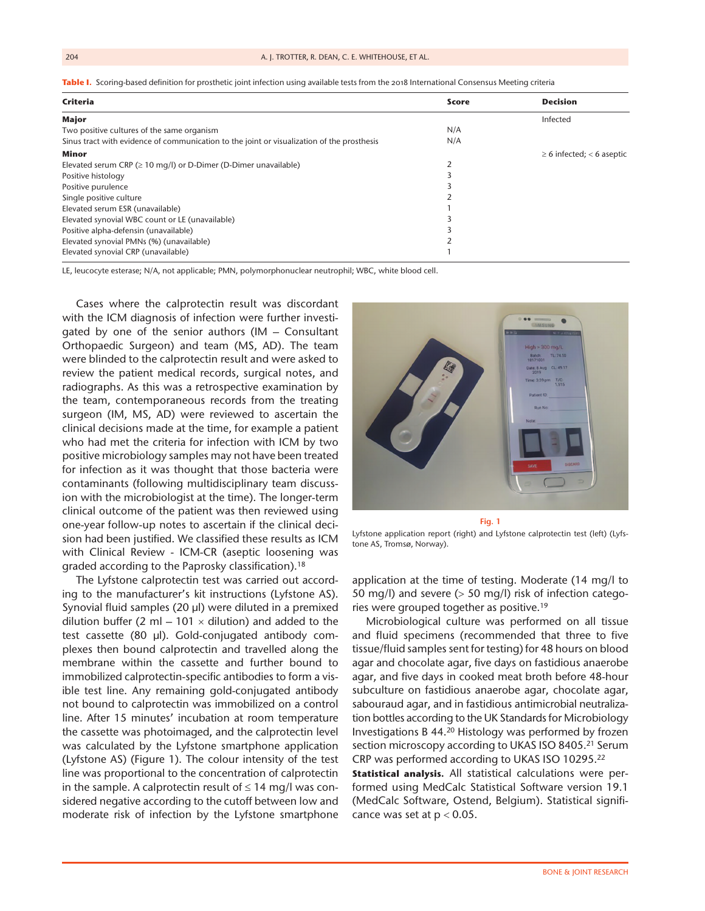**Table I.** Scoring-based definition for prosthetic joint infection using available tests from the 2018 International Consensus Meeting criteria

| Criteria | Score | Decision |
|---|---|---|
| **Major** | | Infected |
| Two positive cultures of the same organism | N/A | |
| Sinus tract with evidence of communication to the joint or visualization of the prosthesis | N/A | |
| **Minor** | | ≥ 6 infected; < 6 aseptic |
| Elevated serum CRP (≥ 10 mg/l) or D-Dimer (D-Dimer unavailable) | 2 | |
| Positive histology | 3 | |
| Positive purulence | 3 | |
| Single positive culture | 2 | |
| Elevated serum ESR (unavailable) | 1 | |
| Elevated synovial WBC count or LE (unavailable) | 3 | |
| Positive alpha-defensin (unavailable) | 3 | |
| Elevated synovial PMNs (%) (unavailable) | 2 | |
| Elevated synovial CRP (unavailable) | 1 | |

LE, leucocyte esterase; N/A, not applicable; PMN, polymorphonuclear neutrophil; WBC, white blood cell.

Cases where the calprotectin result was discordant with the ICM diagnosis of infection were further investigated by one of the senior authors (IM – Consultant Orthopaedic Surgeon) and team (MS, AD). The team were blinded to the calprotectin result and were asked to review the patient medical records, surgical notes, and radiographs. As this was a retrospective examination by the team, contemporaneous records from the treating surgeon (IM, MS, AD) were reviewed to ascertain the clinical decisions made at the time, for example a patient who had met the criteria for infection with ICM by two positive microbiology samples may not have been treated for infection as it was thought that those bacteria were contaminants (following multidisciplinary team discussion with the microbiologist at the time). The longer-term clinical outcome of the patient was then reviewed using one-year follow-up notes to ascertain if the clinical decision had been justified. We classified these results as ICM with Clinical Review - ICM-CR (aseptic loosening was graded according to the Paprosky classification).[18]

The Lyfstone calprotectin test was carried out according to the manufacturer's kit instructions (Lyfstone AS). Synovial fluid samples (20 µl) were diluted in a premixed dilution buffer (2 ml – 101 × dilution) and added to the test cassette (80 µl). Gold-conjugated antibody complexes then bound calprotectin and travelled along the membrane within the cassette and further bound to immobilized calprotectin-specific antibodies to form a visible test line. Any remaining gold-conjugated antibody not bound to calprotectin was immobilized on a control line. After 15 minutes' incubation at room temperature the cassette was photoimaged, and the calprotectin level was calculated by the Lyfstone smartphone application (Lyfstone AS) (Figure 1). The colour intensity of the test line was proportional to the concentration of calprotectin in the sample. A calprotectin result of ≤ 14 mg/l was considered negative according to the cutoff between low and moderate risk of infection by the Lyfstone smartphone application at the time of testing. Moderate (14 mg/l to 50 mg/l) and severe (> 50 mg/l) risk of infection categories were grouped together as positive.[19]

**Fig. 1**

Lyfstone application report (right) and Lyfstone calprotectin test (left) (Lyfstone AS, Tromsø, Norway).

Microbiological culture was performed on all tissue and fluid specimens (recommended that three to five tissue/fluid samples sent for testing) for 48 hours on blood agar and chocolate agar, five days on fastidious anaerobe agar, and five days in cooked meat broth before 48-hour subculture on fastidious anaerobe agar, chocolate agar, sabouraud agar, and in fastidious antimicrobial neutralization bottles according to the UK Standards for Microbiology Investigations B 44.[20] Histology was performed by frozen section microscopy according to UKAS ISO 8405.[21] Serum CRP was performed according to UKAS ISO 10295.[22]

**Statistical analysis.** All statistical calculations were performed using MedCalc Statistical Software version 19.1 (MedCalc Software, Ostend, Belgium). Statistical significance was set at $p < 0.05$.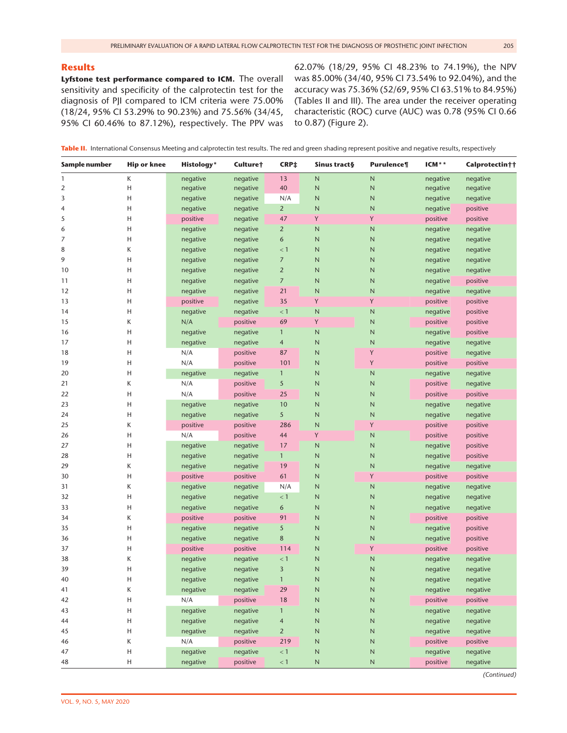## Results

**Lyfstone test performance compared to ICM.** The overall sensitivity and specificity of the calprotectin test for the diagnosis of PJI compared to ICM criteria were 75.00% (18/24, 95% CI 53.29% to 90.23%) and 75.56% (34/45, 95% CI 60.46% to 87.12%), respectively. The PPV was 62.07% (18/29, 95% CI 48.23% to 74.19%), the NPV was 85.00% (34/40, 95% CI 73.54% to 92.04%), and the accuracy was 75.36% (52/69, 95% CI 63.51% to 84.95%) (Tables II and III). The area under the receiver operating characteristic (ROC) curve (AUC) was 0.78 (95% CI 0.66 to 0.87) (Figure 2).

**Table II.** International Consensus Meeting and calprotectin test results. The red and green shading represent positive and negative results, respectively

| Sample number | Hip or knee | Histology* | Culture† | CRP‡ | Sinus tract§ | Purulence¶ | ICM** | Calprotectin†† |
|---|---|---|---|---|---|---|---|---|
| 1 | K | negative | negative | 13 | N | N | negative | negative |
| 2 | H | negative | negative | 40 | N | N | negative | negative |
| 3 | H | negative | negative | N/A | N | N | negative | negative |
| 4 | H | negative | negative | 2 | N | N | negative | positive |
| 5 | H | positive | negative | 47 | Y | Y | positive | positive |
| 6 | H | negative | negative | 2 | N | N | negative | negative |
| 7 | H | negative | negative | 6 | N | N | negative | negative |
| 8 | K | negative | negative | < 1 | N | N | negative | negative |
| 9 | H | negative | negative | 7 | N | N | negative | negative |
| 10 | H | negative | negative | 2 | N | N | negative | negative |
| 11 | H | negative | negative | 7 | N | N | negative | positive |
| 12 | H | negative | negative | 21 | N | N | negative | negative |
| 13 | H | positive | negative | 35 | Y | Y | positive | positive |
| 14 | H | negative | negative | < 1 | N | N | negative | positive |
| 15 | K | N/A | positive | 69 | Y | N | positive | positive |
| 16 | H | negative | negative | 1 | N | N | negative | positive |
| 17 | H | negative | negative | 4 | N | N | negative | negative |
| 18 | H | N/A | positive | 87 | N | Y | positive | negative |
| 19 | H | N/A | positive | 101 | N | Y | positive | positive |
| 20 | H | negative | negative | 1 | N | N | negative | negative |
| 21 | K | N/A | positive | 5 | N | N | positive | negative |
| 22 | H | N/A | positive | 25 | N | N | positive | positive |
| 23 | H | negative | negative | 10 | N | N | negative | negative |
| 24 | H | negative | negative | 5 | N | N | negative | negative |
| 25 | K | positive | positive | 286 | N | Y | positive | positive |
| 26 | H | N/A | positive | 44 | Y | N | positive | positive |
| 27 | H | negative | negative | 17 | N | N | negative | positive |
| 28 | H | negative | negative | 1 | N | N | negative | positive |
| 29 | K | negative | negative | 19 | N | N | negative | negative |
| 30 | H | positive | positive | 61 | N | Y | positive | positive |
| 31 | K | negative | negative | N/A | N | N | negative | negative |
| 32 | H | negative | negative | < 1 | N | N | negative | negative |
| 33 | H | negative | negative | 6 | N | N | negative | negative |
| 34 | K | positive | positive | 91 | N | N | positive | positive |
| 35 | H | negative | negative | 5 | N | N | negative | positive |
| 36 | H | negative | negative | 8 | N | N | negative | positive |
| 37 | H | positive | positive | 114 | N | Y | positive | positive |
| 38 | K | negative | negative | < 1 | N | N | negative | negative |
| 39 | H | negative | negative | 3 | N | N | negative | negative |
| 40 | H | negative | negative | 1 | N | N | negative | negative |
| 41 | K | negative | negative | 29 | N | N | negative | negative |
| 42 | H | N/A | positive | 18 | N | N | positive | positive |
| 43 | H | negative | negative | 1 | N | N | negative | negative |
| 44 | H | negative | negative | 4 | N | N | negative | negative |
| 45 | H | negative | negative | 2 | N | N | negative | negative |
| 46 | K | N/A | positive | 219 | N | N | positive | positive |
| 47 | H | negative | negative | < 1 | N | N | negative | negative |
| 48 | H | negative | positive | < 1 | N | N | positive | negative |

*(Continued)*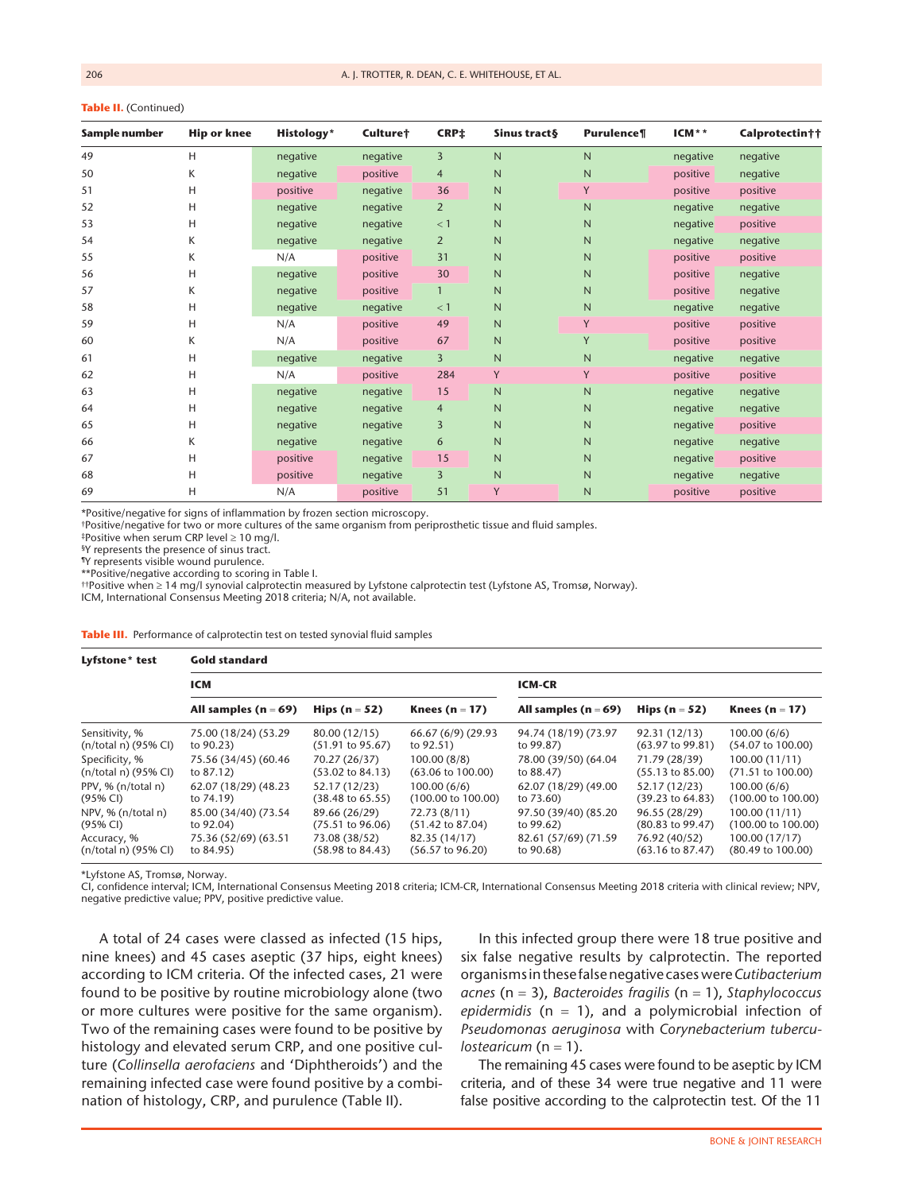**Table II.** (Continued)

| Sample number | Hip or knee | Histology* | Culture† | CRP‡ | Sinus tract§ | Purulence¶ | ICM** | Calprotectin†† |
|---|---|---|---|---|---|---|---|---|
| 49 | H | negative | negative | 3 | N | N | negative | negative |
| 50 | K | negative | positive | 4 | N | N | positive | negative |
| 51 | H | positive | negative | 36 | N | Y | positive | positive |
| 52 | H | negative | negative | 2 | N | N | negative | negative |
| 53 | H | negative | negative | < 1 | N | N | negative | positive |
| 54 | K | negative | negative | 2 | N | N | negative | negative |
| 55 | K | N/A | positive | 31 | N | N | positive | positive |
| 56 | H | negative | positive | 30 | N | N | positive | negative |
| 57 | K | negative | positive | 1 | N | N | positive | negative |
| 58 | H | negative | negative | < 1 | N | N | negative | negative |
| 59 | H | N/A | positive | 49 | N | Y | positive | positive |
| 60 | K | N/A | positive | 67 | N | Y | positive | positive |
| 61 | H | negative | negative | 3 | N | N | negative | negative |
| 62 | H | N/A | positive | 284 | Y | Y | positive | positive |
| 63 | H | negative | negative | 15 | N | N | negative | negative |
| 64 | H | negative | negative | 4 | N | N | negative | negative |
| 65 | H | negative | negative | 3 | N | N | negative | positive |
| 66 | K | negative | negative | 6 | N | N | negative | negative |
| 67 | H | positive | negative | 15 | N | N | negative | positive |
| 68 | H | positive | negative | 3 | N | N | negative | negative |
| 69 | H | N/A | positive | 51 | Y | N | positive | positive |

*Positive/negative for signs of inflammation by frozen section microscopy.
†Positive/negative for two or more cultures of the same organism from periprosthetic tissue and fluid samples.
‡Positive when serum CRP level ≥ 10 mg/l.
§Y represents the presence of sinus tract.
¶Y represents visible wound purulence.
**Positive/negative according to scoring in Table I.
††Positive when ≥ 14 mg/l synovial calprotectin measured by Lyfstone calprotectin test (Lyfstone AS, Tromsø, Norway).
ICM, International Consensus Meeting 2018 criteria; N/A, not available.

**Table III.** Performance of calprotectin test on tested synovial fluid samples

| Lyfstone* test | Gold standard | | | | | |
|---|---|---|---|---|---|---|
| | ICM | | | ICM-CR | | |
| | All samples (n = 69) | Hips (n = 52) | Knees (n = 17) | All samples (n = 69) | Hips (n = 52) | Knees (n = 17) |
| Sensitivity, % (n/total n) (95% CI) | 75.00 (18/24) (53.29 to 90.23) | 80.00 (12/15) (51.91 to 95.67) | 66.67 (6/9) (29.93 to 92.51) | 94.74 (18/19) (73.97 to 99.87) | 92.31 (12/13) (63.97 to 99.81) | 100.00 (6/6) (54.07 to 100.00) |
| Specificity, % (n/total n) (95% CI) | 75.56 (34/45) (60.46 to 87.12) | 70.27 (26/37) (53.02 to 84.13) | 100.00 (8/8) (63.06 to 100.00) | 78.00 (39/50) (64.04 to 88.47) | 71.79 (28/39) (55.13 to 85.00) | 100.00 (11/11) (71.51 to 100.00) |
| PPV, % (n/total n) (95% CI) | 62.07 (18/29) (48.23 to 74.19) | 52.17 (12/23) (38.48 to 65.55) | 100.00 (6/6) (100.00 to 100.00) | 62.07 (18/29) (49.00 to 73.60) | 52.17 (12/23) (39.23 to 64.83) | 100.00 (6/6) (100.00 to 100.00) |
| NPV, % (n/total n) (95% CI) | 85.00 (34/40) (73.54 to 92.04) | 89.66 (26/29) (75.51 to 96.06) | 72.73 (8/11) (51.42 to 87.04) | 97.50 (39/40) (85.20 to 99.62) | 96.55 (28/29) (80.83 to 99.47) | 100.00 (11/11) (100.00 to 100.00) |
| Accuracy, % (n/total n) (95% CI) | 75.36 (52/69) (63.51 to 84.95) | 73.08 (38/52) (58.98 to 84.43) | 82.35 (14/17) (56.57 to 96.20) | 82.61 (57/69) (71.59 to 90.68) | 76.92 (40/52) (63.16 to 87.47) | 100.00 (17/17) (80.49 to 100.00) |

*Lyfstone AS, Tromsø, Norway.
CI, confidence interval; ICM, International Consensus Meeting 2018 criteria; ICM-CR, International Consensus Meeting 2018 criteria with clinical review; NPV, negative predictive value; PPV, positive predictive value.

A total of 24 cases were classed as infected (15 hips, nine knees) and 45 cases aseptic (37 hips, eight knees) according to ICM criteria. Of the infected cases, 21 were found to be positive by routine microbiology alone (two or more cultures were positive for the same organism). Two of the remaining cases were found to be positive by histology and elevated serum CRP, and one positive culture (*Collinsella aerofaciens* and 'Diphtheroids') and the remaining infected case were found positive by a combination of histology, CRP, and purulence (Table II).

In this infected group there were 18 true positive and six false negative results by calprotectin. The reported organisms in these false negative cases were *Cutibacterium acnes* (n = 3), *Bacteroides fragilis* (n = 1), *Staphylococcus epidermidis* (n = 1), and a polymicrobial infection of *Pseudomonas aeruginosa* with *Corynebacterium tuberculostearicum* (n = 1).

The remaining 45 cases were found to be aseptic by ICM criteria, and of these 34 were true negative and 11 were false positive according to the calprotectin test. Of the 11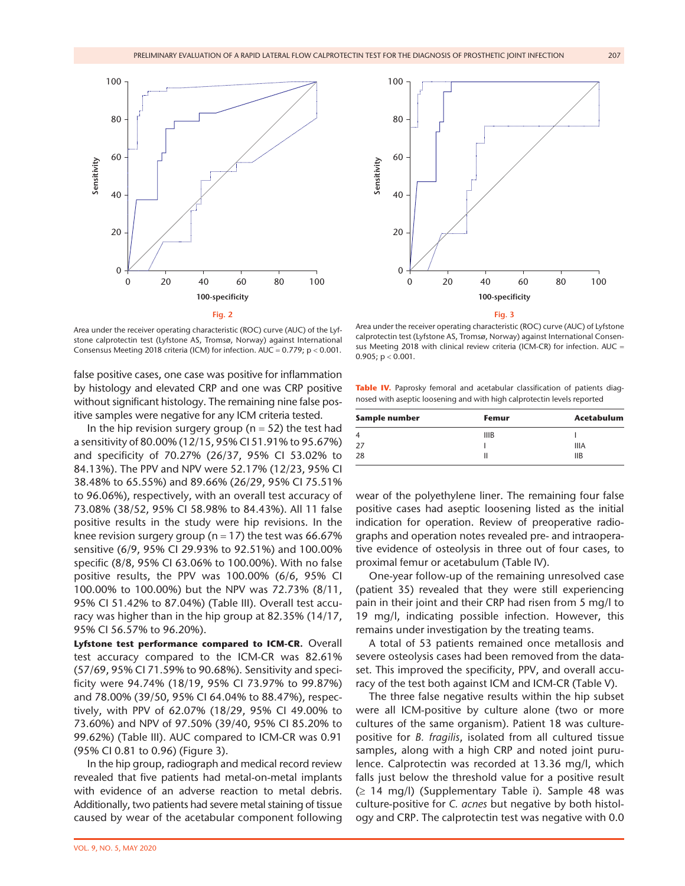Fig. 2

Area under the receiver operating characteristic (ROC) curve (AUC) of the Lyfstone calprotectin test (Lyfstone AS, Tromsø, Norway) against International Consensus Meeting 2018 criteria (ICM) for infection. AUC = 0.779; p < 0.001.

Fig. 3

Area under the receiver operating characteristic (ROC) curve (AUC) of Lyfstone calprotectin test (Lyfstone AS, Tromsø, Norway) against International Consensus Meeting 2018 with clinical review criteria (ICM-CR) for infection. AUC = 0.905; p < 0.001.

false positive cases, one case was positive for inflammation by histology and elevated CRP and one was CRP positive without significant histology. The remaining nine false positive samples were negative for any ICM criteria tested.

In the hip revision surgery group (n = 52) the test had a sensitivity of 80.00% (12/15, 95% CI 51.91% to 95.67%) and specificity of 70.27% (26/37, 95% CI 53.02% to 84.13%). The PPV and NPV were 52.17% (12/23, 95% CI 38.48% to 65.55%) and 89.66% (26/29, 95% CI 75.51% to 96.06%), respectively, with an overall test accuracy of 73.08% (38/52, 95% CI 58.98% to 84.43%). All 11 false positive results in the study were hip revisions. In the knee revision surgery group (n = 17) the test was 66.67% sensitive (6/9, 95% CI 29.93% to 92.51%) and 100.00% specific (8/8, 95% CI 63.06% to 100.00%). With no false positive results, the PPV was 100.00% (6/6, 95% CI 100.00% to 100.00%) but the NPV was 72.73% (8/11, 95% CI 51.42% to 87.04%) (Table III). Overall test accuracy was higher than in the hip group at 82.35% (14/17, 95% CI 56.57% to 96.20%).

**Lyfstone test performance compared to ICM-CR.** Overall test accuracy compared to the ICM-CR was 82.61% (57/69, 95% CI 71.59% to 90.68%). Sensitivity and specificity were 94.74% (18/19, 95% CI 73.97% to 99.87%) and 78.00% (39/50, 95% CI 64.04% to 88.47%), respectively, with PPV of 62.07% (18/29, 95% CI 49.00% to 73.60%) and NPV of 97.50% (39/40, 95% CI 85.20% to 99.62%) (Table III). AUC compared to ICM-CR was 0.91 (95% CI 0.81 to 0.96) (Figure 3).

In the hip group, radiograph and medical record review revealed that five patients had metal-on-metal implants with evidence of an adverse reaction to metal debris. Additionally, two patients had severe metal staining of tissue caused by wear of the acetabular component following wear of the polyethylene liner. The remaining four false positive cases had aseptic loosening listed as the initial indication for operation. Review of preoperative radiographs and operation notes revealed pre- and intraoperative evidence of osteolysis in three out of four cases, to proximal femur or acetabulum (Table IV).

**Table IV.** Paprosky femoral and acetabular classification of patients diagnosed with aseptic loosening and with high calprotectin levels reported

| Sample number | Femur | Acetabulum |
|---|---|---|
| 4 | IIIB | I |
| 27 | I | IIIA |
| 28 | II | IIB |

One-year follow-up of the remaining unresolved case (patient 35) revealed that they were still experiencing pain in their joint and their CRP had risen from 5 mg/l to 19 mg/l, indicating possible infection. However, this remains under investigation by the treating teams.

A total of 53 patients remained once metallosis and severe osteolysis cases had been removed from the dataset. This improved the specificity, PPV, and overall accuracy of the test both against ICM and ICM-CR (Table V).

The three false negative results within the hip subset were all ICM-positive by culture alone (two or more cultures of the same organism). Patient 18 was culture-positive for *B. fragilis*, isolated from all cultured tissue samples, along with a high CRP and noted joint purulence. Calprotectin was recorded at 13.36 mg/l, which falls just below the threshold value for a positive result (≥ 14 mg/l) (Supplementary Table i). Sample 48 was culture-positive for *C. acnes* but negative by both histology and CRP. The calprotectin test was negative with 0.0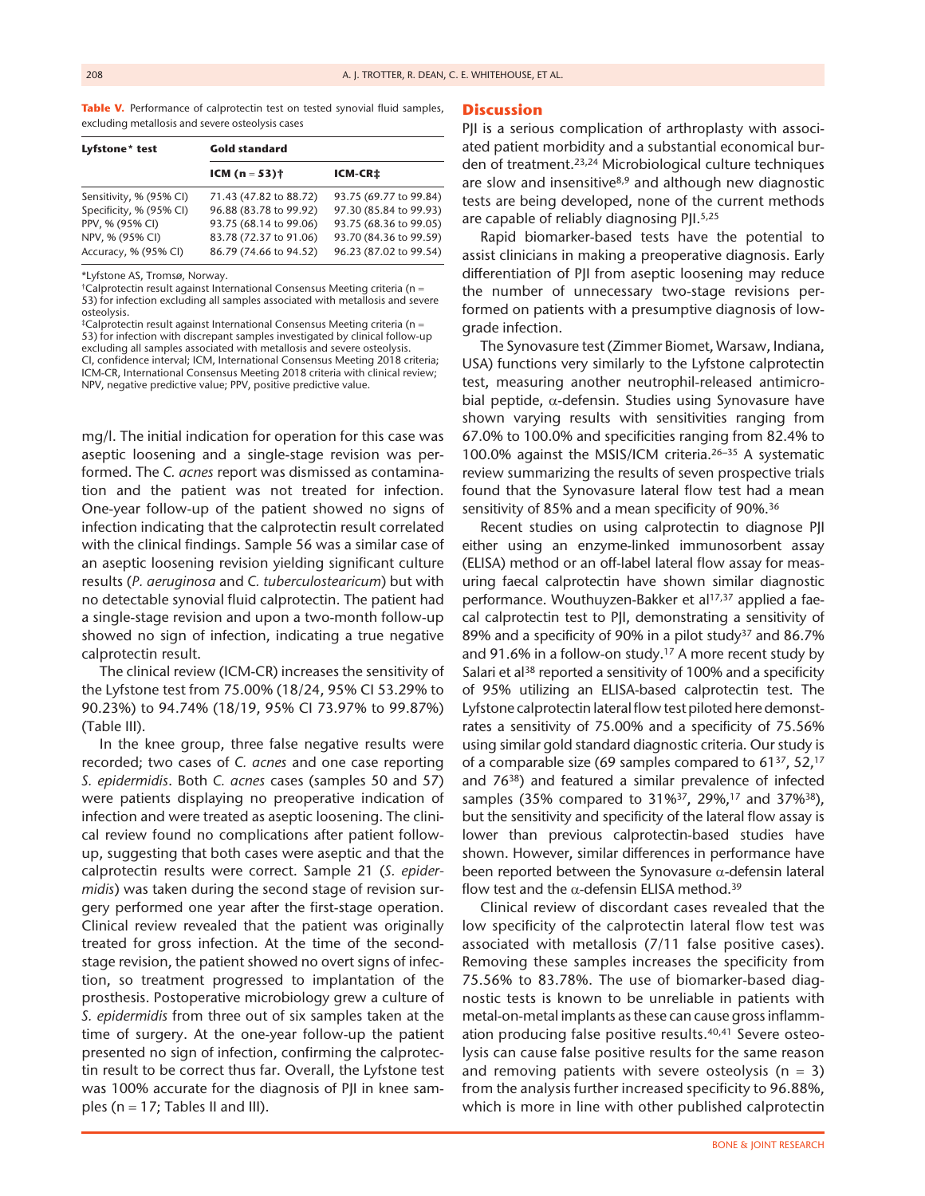**Table V.** Performance of calprotectin test on tested synovial fluid samples, excluding metallosis and severe osteolysis cases

| Lyfstone* test | Gold standard | |
|---|---|---|
| | ICM (n = 53)† | ICM-CR‡ |
| Sensitivity, % (95% CI) | 71.43 (47.82 to 88.72) | 93.75 (69.77 to 99.84) |
| Specificity, % (95% CI) | 96.88 (83.78 to 99.92) | 97.30 (85.84 to 99.93) |
| PPV, % (95% CI) | 93.75 (68.14 to 99.06) | 93.75 (68.36 to 99.05) |
| NPV, % (95% CI) | 83.78 (72.37 to 91.06) | 93.70 (84.36 to 99.59) |
| Accuracy, % (95% CI) | 86.79 (74.66 to 94.52) | 96.23 (87.02 to 99.54) |

*Lyfstone AS, Tromsø, Norway.
†Calprotectin result against International Consensus Meeting criteria (n = 53) for infection excluding all samples associated with metallosis and severe osteolysis.
‡Calprotectin result against International Consensus Meeting criteria (n = 53) for infection with discrepant samples investigated by clinical follow-up excluding all samples associated with metallosis and severe osteolysis.
CI, confidence interval; ICM, International Consensus Meeting 2018 criteria; ICM-CR, International Consensus Meeting 2018 criteria with clinical review; NPV, negative predictive value; PPV, positive predictive value.

mg/l. The initial indication for operation for this case was aseptic loosening and a single-stage revision was performed. The *C. acnes* report was dismissed as contamination and the patient was not treated for infection. One-year follow-up of the patient showed no signs of infection indicating that the calprotectin result correlated with the clinical findings. Sample 56 was a similar case of an aseptic loosening revision yielding significant culture results (*P. aeruginosa* and *C. tuberculostearicum*) but with no detectable synovial fluid calprotectin. The patient had a single-stage revision and upon a two-month follow-up showed no sign of infection, indicating a true negative calprotectin result.

The clinical review (ICM-CR) increases the sensitivity of the Lyfstone test from 75.00% (18/24, 95% CI 53.29% to 90.23%) to 94.74% (18/19, 95% CI 73.97% to 99.87%) (Table III).

In the knee group, three false negative results were recorded; two cases of *C. acnes* and one case reporting *S. epidermidis*. Both *C. acnes* cases (samples 50 and 57) were patients displaying no preoperative indication of infection and were treated as aseptic loosening. The clinical review found no complications after patient follow-up, suggesting that both cases were aseptic and that the calprotectin results were correct. Sample 21 (*S. epidermidis*) was taken during the second stage of revision surgery performed one year after the first-stage operation. Clinical review revealed that the patient was originally treated for gross infection. At the time of the second-stage revision, the patient showed no overt signs of infection, so treatment progressed to implantation of the prosthesis. Postoperative microbiology grew a culture of *S. epidermidis* from three out of six samples taken at the time of surgery. At the one-year follow-up the patient presented no sign of infection, confirming the calprotectin result to be correct thus far. Overall, the Lyfstone test was 100% accurate for the diagnosis of PJI in knee samples (n = 17; Tables II and III).

## Discussion

PJI is a serious complication of arthroplasty with associated patient morbidity and a substantial economical burden of treatment.[23,24] Microbiological culture techniques are slow and insensitive[8,9] and although new diagnostic tests are being developed, none of the current methods are capable of reliably diagnosing PJI.[5,25]

Rapid biomarker-based tests have the potential to assist clinicians in making a preoperative diagnosis. Early differentiation of PJI from aseptic loosening may reduce the number of unnecessary two-stage revisions performed on patients with a presumptive diagnosis of low-grade infection.

The Synovasure test (Zimmer Biomet, Warsaw, Indiana, USA) functions very similarly to the Lyfstone calprotectin test, measuring another neutrophil-released antimicrobial peptide, α-defensin. Studies using Synovasure have shown varying results with sensitivities ranging from 67.0% to 100.0% and specificities ranging from 82.4% to 100.0% against the MSIS/ICM criteria.[26–35] A systematic review summarizing the results of seven prospective trials found that the Synovasure lateral flow test had a mean sensitivity of 85% and a mean specificity of 90%.[36]

Recent studies on using calprotectin to diagnose PJI either using an enzyme-linked immunosorbent assay (ELISA) method or an off-label lateral flow assay for measuring faecal calprotectin have shown similar diagnostic performance. Wouthuyzen-Bakker et al[17,37] applied a faecal calprotectin test to PJI, demonstrating a sensitivity of 89% and a specificity of 90% in a pilot study[37] and 86.7% and 91.6% in a follow-on study.[17] A more recent study by Salari et al[38] reported a sensitivity of 100% and a specificity of 95% utilizing an ELISA-based calprotectin test. The Lyfstone calprotectin lateral flow test piloted here demonstrates a sensitivity of 75.00% and a specificity of 75.56% using similar gold standard diagnostic criteria. Our study is of a comparable size (69 samples compared to 61[37], 52,[17] and 76[38]) and featured a similar prevalence of infected samples (35% compared to 31%[37], 29%,[17] and 37%[38]), but the sensitivity and specificity of the lateral flow assay is lower than previous calprotectin-based studies have shown. However, similar differences in performance have been reported between the Synovasure α-defensin lateral flow test and the α-defensin ELISA method.[39]

Clinical review of discordant cases revealed that the low specificity of the calprotectin lateral flow test was associated with metallosis (7/11 false positive cases). Removing these samples increases the specificity from 75.56% to 83.78%. The use of biomarker-based diagnostic tests is known to be unreliable in patients with metal-on-metal implants as these can cause gross inflammation producing false positive results.[40,41] Severe osteolysis can cause false positive results for the same reason and removing patients with severe osteolysis (n = 3) from the analysis further increased specificity to 96.88%, which is more in line with other published calprotectin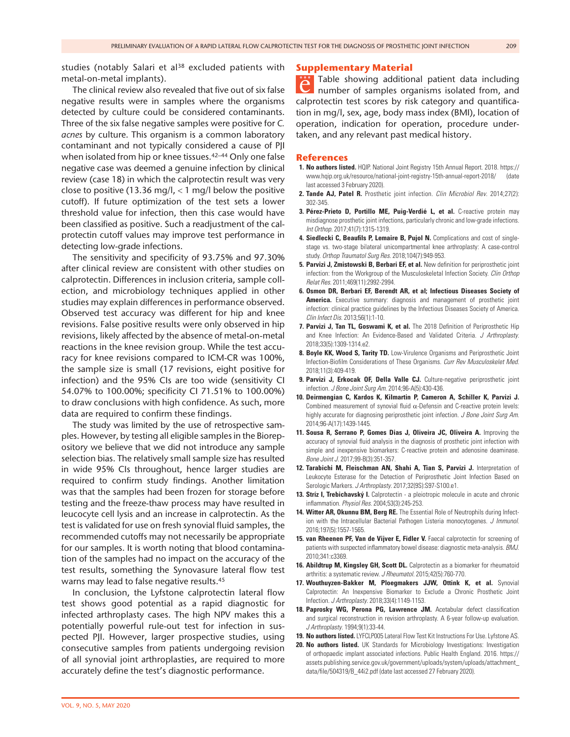studies (notably Salari et al[38] excluded patients with metal-on-metal implants).

The clinical review also revealed that five out of six false negative results were in samples where the organisms detected by culture could be considered contaminants. Three of the six false negative samples were positive for *C. acnes* by culture. This organism is a common laboratory contaminant and not typically considered a cause of PJI when isolated from hip or knee tissues.[42–44] Only one false negative case was deemed a genuine infection by clinical review (case 18) in which the calprotectin result was very close to positive (13.36 mg/l, < 1 mg/l below the positive cutoff). If future optimization of the test sets a lower threshold value for infection, then this case would have been classified as positive. Such a readjustment of the calprotectin cutoff values may improve test performance in detecting low-grade infections.

The sensitivity and specificity of 93.75% and 97.30% after clinical review are consistent with other studies on calprotectin. Differences in inclusion criteria, sample collection, and microbiology techniques applied in other studies may explain differences in performance observed. Observed test accuracy was different for hip and knee revisions. False positive results were only observed in hip revisions, likely affected by the absence of metal-on-metal reactions in the knee revision group. While the test accuracy for knee revisions compared to ICM-CR was 100%, the sample size is small (17 revisions, eight positive for infection) and the 95% CIs are too wide (sensitivity CI 54.07% to 100.00%; specificity CI 71.51% to 100.00%) to draw conclusions with high confidence. As such, more data are required to confirm these findings.

The study was limited by the use of retrospective samples. However, by testing all eligible samples in the Biorepository we believe that we did not introduce any sample selection bias. The relatively small sample size has resulted in wide 95% CIs throughout, hence larger studies are required to confirm study findings. Another limitation was that the samples had been frozen for storage before testing and the freeze-thaw process may have resulted in leucocyte cell lysis and an increase in calprotectin. As the test is validated for use on fresh synovial fluid samples, the recommended cutoffs may not necessarily be appropriate for our samples. It is worth noting that blood contamination of the samples had no impact on the accuracy of the test results, something the Synovasure lateral flow test warns may lead to false negative results.[45]

In conclusion, the Lyfstone calprotectin lateral flow test shows good potential as a rapid diagnostic for infected arthroplasty cases. The high NPV makes this a potentially powerful rule-out test for infection in suspected PJI. However, larger prospective studies, using consecutive samples from patients undergoing revision of all synovial joint arthroplasties, are required to more accurately define the test's diagnostic performance.

## Supplementary Material

Table showing additional patient data including number of samples organisms isolated from, and calprotectin test scores by risk category and quantification in mg/l, sex, age, body mass index (BMI), location of operation, indication for operation, procedure undertaken, and any relevant past medical history.

## References

1. **No authors listed.** HQIP. National Joint Registry 15th Annual Report. 2018. https://www.hqip.org.uk/resource/national-joint-registry-15th-annual-report-2018/ (date last accessed 3 February 2020).
2. **Tande AJ, Patel R.** Prosthetic joint infection. *Clin Microbiol Rev.* 2014;27(2):302-345.
3. **Pérez-Prieto D, Portillo ME, Puig-Verdié L, et al.** C-reactive protein may misdiagnose prosthetic joint infections, particularly chronic and low-grade infections. *Int Orthop.* 2017;41(7):1315-1319.
4. **Siedlecki C, Beaufils P, Lemaire B, Pujol N.** Complications and cost of single-stage vs. two-stage bilateral unicompartmental knee arthroplasty: A case-control study. *Orthop Traumatol Surg Res.* 2018;104(7):949-953.
5. **Parvizi J, Zmistowski B, Berbari EF, et al.** New definition for periprosthetic joint infection: from the Workgroup of the Musculoskeletal Infection Society. *Clin Orthop Relat Res.* 2011;469(11):2992-2994.
6. **Osmon DR, Berbari EF, Berendt AR, et al; Infectious Diseases Society of America.** Executive summary: diagnosis and management of prosthetic joint infection: clinical practice guidelines by the Infectious Diseases Society of America. *Clin Infect Dis.* 2013;56(1):1-10.
7. **Parvizi J, Tan TL, Goswami K, et al.** The 2018 Definition of Periprosthetic Hip and Knee Infection: An Evidence-Based and Validated Criteria. *J Arthroplasty.* 2018;33(5):1309-1314.e2.
8. **Boyle KK, Wood S, Tarity TD.** Low-Virulence Organisms and Periprosthetic Joint Infection-Biofilm Considerations of These Organisms. *Curr Rev Musculoskelet Med.* 2018;11(3):409-419.
9. **Parvizi J, Erkocak OF, Della Valle CJ.** Culture-negative periprosthetic joint infection. *J Bone Joint Surg Am.* 2014;96-A(5):430-436.
10. **Deirmengian C, Kardos K, Kilmartin P, Cameron A, Schiller K, Parvizi J.** Combined measurement of synovial fluid α-Defensin and C-reactive protein levels: highly accurate for diagnosing periprosthetic joint infection. *J Bone Joint Surg Am.* 2014;96-A(17):1439-1445.
11. **Sousa R, Serrano P, Gomes Dias J, Oliveira JC, Oliveira A.** Improving the accuracy of synovial fluid analysis in the diagnosis of prosthetic joint infection with simple and inexpensive biomarkers: C-reactive protein and adenosine deaminase. *Bone Joint J.* 2017;99-B(3):351-357.
12. **Tarabichi M, Fleischman AN, Shahi A, Tian S, Parvizi J.** Interpretation of Leukocyte Esterase for the Detection of Periprosthetic Joint Infection Based on Serologic Markers. *J Arthroplasty.* 2017;32(9S):S97-S100.e1.
13. **Stríz I, Trebichavský I.** Calprotectin - a pleiotropic molecule in acute and chronic inflammation. *Physiol Res.* 2004;53(3):245-253.
14. **Witter AR, Okunnu BM, Berg RE.** The Essential Role of Neutrophils during Infection with the Intracellular Bacterial Pathogen Listeria monocytogenes. *J Immunol.* 2016;197(5):1557-1565.
15. **van Rheenen PF, Van de Vijver E, Fidler V.** Faecal calprotectin for screening of patients with suspected inflammatory bowel disease: diagnostic meta-analysis. *BMJ.* 2010;341:c3369.
16. **Abildtrup M, Kingsley GH, Scott DL.** Calprotectin as a biomarker for rheumatoid arthritis: a systematic review. *J Rheumatol.* 2015;42(5):760-770.
17. **Wouthuyzen-Bakker M, Ploegmakers JJW, Ottink K, et al.** Synovial Calprotectin: An Inexpensive Biomarker to Exclude a Chronic Prosthetic Joint Infection. *J Arthroplasty.* 2018;33(4):1149-1153.
18. **Paprosky WG, Perona PG, Lawrence JM.** Acetabular defect classification and surgical reconstruction in revision arthroplasty. A 6-year follow-up evaluation. *J Arthroplasty.* 1994;9(1):33-44.
19. **No authors listed.** LYFCLP005 Lateral Flow Test Kit Instructions For Use. Lyfstone AS.
20. **No authors listed.** UK Standards for Microbiology Investigations: Investigation of orthopaedic implant associated infections. Public Health England. 2016. https://assets.publishing.service.gov.uk/government/uploads/system/uploads/attachment_data/file/504319/B_44i2.pdf (date last accessed 27 February 2020).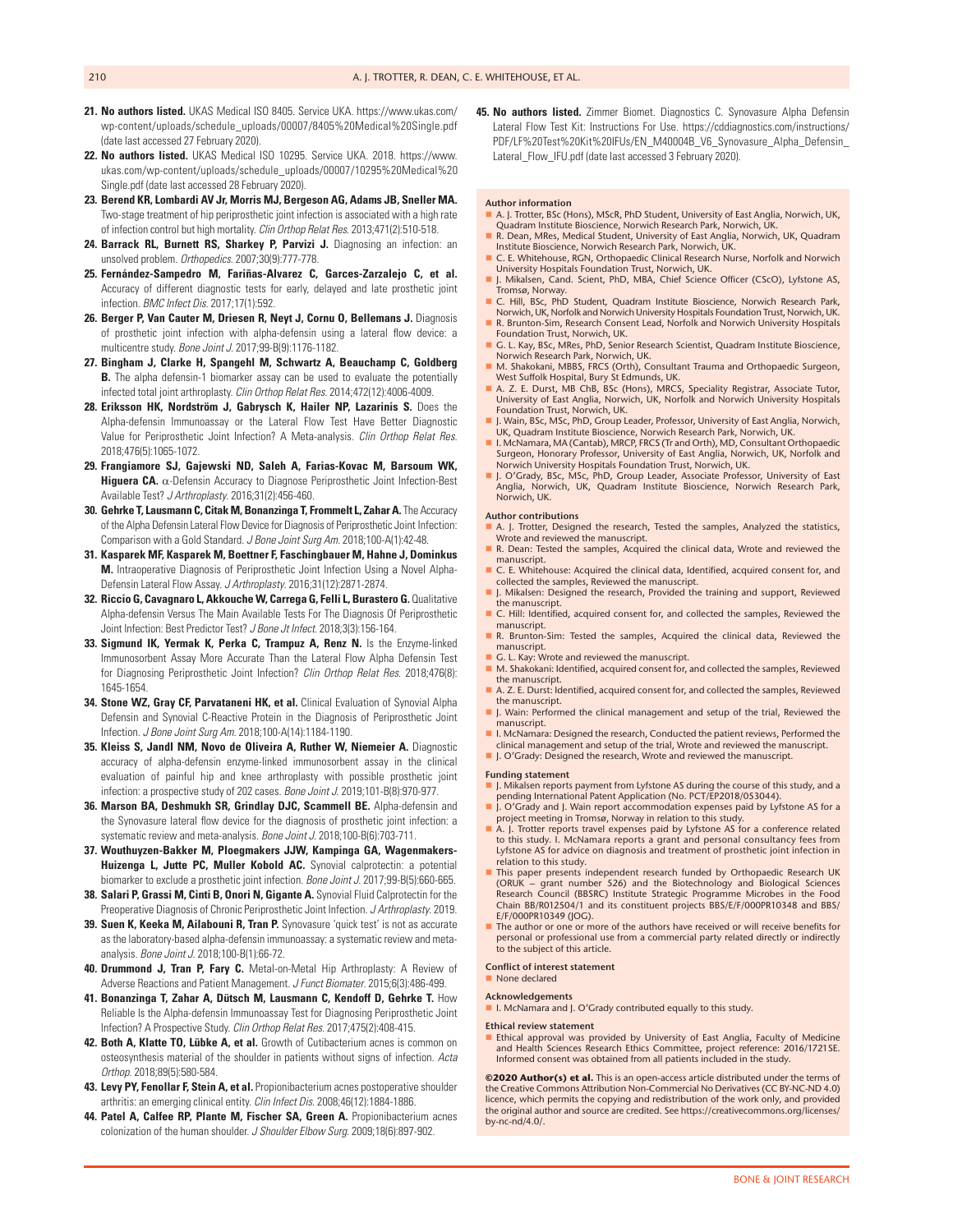21. **No authors listed.** UKAS Medical ISO 8405. Service UKA. https://www.ukas.com/wp-content/uploads/schedule_uploads/00007/8405%20Medical%20Single.pdf (date last accessed 27 February 2020).

22. **No authors listed.** UKAS Medical ISO 10295. Service UKA. 2018. https://www.ukas.com/wp-content/uploads/schedule_uploads/00007/10295%20Medical%20Single.pdf (date last accessed 28 February 2020).

23. **Berend KR, Lombardi AV Jr, Morris MJ, Bergeson AG, Adams JB, Sneller MA.** Two-stage treatment of hip periprosthetic joint infection is associated with a high rate of infection control but high mortality. *Clin Orthop Relat Res.* 2013;471(2):510-518.

24. **Barrack RL, Burnett RS, Sharkey P, Parvizi J.** Diagnosing an infection: an unsolved problem. *Orthopedics.* 2007;30(9):777-778.

25. **Fernández-Sampedro M, Fariñas-Alvarez C, Garces-Zarzalejo C, et al.** Accuracy of different diagnostic tests for early, delayed and late prosthetic joint infection. *BMC Infect Dis.* 2017;17(1):592.

26. **Berger P, Van Cauter M, Driesen R, Neyt J, Cornu O, Bellemans J.** Diagnosis of prosthetic joint infection with alpha-defensin using a lateral flow device: a multicentre study. *Bone Joint J.* 2017;99-B(9):1176-1182.

27. **Bingham J, Clarke H, Spangehl M, Schwartz A, Beauchamp C, Goldberg B.** The alpha defensin-1 biomarker assay can be used to evaluate the potentially infected total joint arthroplasty. *Clin Orthop Relat Res.* 2014;472(12):4006-4009.

28. **Eriksson HK, Nordström J, Gabrysch K, Hailer NP, Lazarinis S.** Does the Alpha-defensin Immunoassay or the Lateral Flow Test Have Better Diagnostic Value for Periprosthetic Joint Infection? A Meta-analysis. *Clin Orthop Relat Res.* 2018;476(5):1065-1072.

29. **Frangiamore SJ, Gajewski ND, Saleh A, Farias-Kovac M, Barsoum WK, Higuera CA.** α-Defensin Accuracy to Diagnose Periprosthetic Joint Infection-Best Available Test? *J Arthroplasty.* 2016;31(2):456-460.

30. **Gehrke T, Lausmann C, Citak M, Bonanzinga T, Frommelt L, Zahar A.** The Accuracy of the Alpha Defensin Lateral Flow Device for Diagnosis of Periprosthetic Joint Infection: Comparison with a Gold Standard. *J Bone Joint Surg Am.* 2018;100-A(1):42-48.

31. **Kasparek MF, Kasparek M, Boettner F, Faschingbauer M, Hahne J, Dominkus M.** Intraoperative Diagnosis of Periprosthetic Joint Infection Using a Novel Alpha-Defensin Lateral Flow Assay. *J Arthroplasty.* 2016;31(12):2871-2874.

32. **Riccio G, Cavagnaro L, Akkouche W, Carrega G, Felli L, Burastero G.** Qualitative Alpha-defensin Versus The Main Available Tests For The Diagnosis Of Periprosthetic Joint Infection: Best Predictor Test? *J Bone Jt Infect.* 2018;3(3):156-164.

33. **Sigmund IK, Yermak K, Perka C, Trampuz A, Renz N.** Is the Enzyme-linked Immunosorbent Assay More Accurate Than the Lateral Flow Alpha Defensin Test for Diagnosing Periprosthetic Joint Infection? *Clin Orthop Relat Res.* 2018;476(8):1645-1654.

34. **Stone WZ, Gray CF, Parvataneni HK, et al.** Clinical Evaluation of Synovial Alpha Defensin and Synovial C-Reactive Protein in the Diagnosis of Periprosthetic Joint Infection. *J Bone Joint Surg Am.* 2018;100-A(14):1184-1190.

35. **Kleiss S, Jandl NM, Novo de Oliveira A, Ruther W, Niemeier A.** Diagnostic accuracy of alpha-defensin enzyme-linked immunosorbent assay in the clinical evaluation of painful hip and knee arthroplasty with possible prosthetic joint infection: a prospective study of 202 cases. *Bone Joint J.* 2019;101-B(8):970-977.

36. **Marson BA, Deshmukh SR, Grindlay DJC, Scammell BE.** Alpha-defensin and the Synovasure lateral flow device for the diagnosis of prosthetic joint infection: a systematic review and meta-analysis. *Bone Joint J.* 2018;100-B(6):703-711.

37. **Wouthuyzen-Bakker M, Ploegmakers JJW, Kampinga GA, Wagenmakers-Huizenga L, Jutte PC, Muller Kobold AC.** Synovial calprotectin: a potential biomarker to exclude a prosthetic joint infection. *Bone Joint J.* 2017;99-B(5):660-665.

38. **Salari P, Grassi M, Cinti B, Onori N, Gigante A.** Synovial Fluid Calprotectin for the Preoperative Diagnosis of Chronic Periprosthetic Joint Infection. *J Arthroplasty.* 2019.

39. **Suen K, Keeka M, Ailabouni R, Tran P.** Synovasure 'quick test' is not as accurate as the laboratory-based alpha-defensin immunoassay: a systematic review and meta-analysis. *Bone Joint J.* 2018;100-B(1):66-72.

40. **Drummond J, Tran P, Fary C.** Metal-on-Metal Hip Arthroplasty: A Review of Adverse Reactions and Patient Management. *J Funct Biomater.* 2015;6(3):486-499.

41. **Bonanzinga T, Zahar A, Dütsch M, Lausmann C, Kendoff D, Gehrke T.** How Reliable Is the Alpha-defensin Immunoassay Test for Diagnosing Periprosthetic Joint Infection? A Prospective Study. *Clin Orthop Relat Res.* 2017;475(2):408-415.

42. **Both A, Klatte TO, Lübke A, et al.** Growth of Cutibacterium acnes is common on osteosynthesis material of the shoulder in patients without signs of infection. *Acta Orthop.* 2018;89(5):580-584.

43. **Levy PY, Fenollar F, Stein A, et al.** Propionibacterium acnes postoperative shoulder arthritis: an emerging clinical entity. *Clin Infect Dis.* 2008;46(12):1884-1886.

44. **Patel A, Calfee RP, Plante M, Fischer SA, Green A.** Propionibacterium acnes colonization of the human shoulder. *J Shoulder Elbow Surg.* 2009;18(6):897-902.

45. **No authors listed.** Zimmer Biomet. Diagnostics C. Synovasure Alpha Defensin Lateral Flow Test Kit: Instructions For Use. https://cddiagnostics.com/instructions/PDF/LF%20Test%20Kit%20IFUs/EN_M40004B_V6_Synovasure_Alpha_Defensin_Lateral_Flow_IFU.pdf (date last accessed 3 February 2020).

#### Author information

- A. J. Trotter, BSc (Hons), MScR, PhD Student, University of East Anglia, Norwich, UK, Quadram Institute Bioscience, Norwich Research Park, Norwich, UK.
- R. Dean, MRes, Medical Student, University of East Anglia, Norwich, UK, Quadram Institute Bioscience, Norwich Research Park, Norwich, UK.
- C. E. Whitehouse, RGN, Orthopaedic Clinical Research Nurse, Norfolk and Norwich University Hospitals Foundation Trust, Norwich, UK.
- J. Mikalsen, Cand. Scient, PhD, MBA, Chief Science Officer (CScO), Lyfstone AS, Tromsø, Norway.
- C. Hill, BSc, PhD Student, Quadram Institute Bioscience, Norwich Research Park, Norwich, UK, Norfolk and Norwich University Hospitals Foundation Trust, Norwich, UK.
- R. Brunton-Sim, Research Consent Lead, Norfolk and Norwich University Hospitals Foundation Trust, Norwich, UK.
- G. L. Kay, BSc, MRes, PhD, Senior Research Scientist, Quadram Institute Bioscience, Norwich Research Park, Norwich, UK.
- M. Shakokani, MBBS, FRCS (Orth), Consultant Trauma and Orthopaedic Surgeon, West Suffolk Hospital, Bury St Edmunds, UK.
- A. Z. E. Durst, MB ChB, BSc (Hons), MRCS, Speciality Registrar, Associate Tutor, University of East Anglia, Norwich, UK, Norfolk and Norwich University Hospitals Foundation Trust, Norwich, UK.
- J. Wain, BSc, MSc, PhD, Group Leader, Professor, University of East Anglia, Norwich, UK, Quadram Institute Bioscience, Norwich Research Park, Norwich, UK.
- I. McNamara, MA (Cantab), MRCP, FRCS (Tr and Orth), MD, Consultant Orthopaedic Surgeon, Honorary Professor, University of East Anglia, Norwich, UK, Norfolk and Norwich University Hospitals Foundation Trust, Norwich, UK.
- J. O'Grady, BSc, MSc, PhD, Group Leader, Associate Professor, University of East Anglia, Norwich, UK, Quadram Institute Bioscience, Norwich Research Park, Norwich, UK.

#### Author contributions

- A. J. Trotter, Designed the research, Tested the samples, Analyzed the statistics, Wrote and reviewed the manuscript.
- R. Dean: Tested the samples, Acquired the clinical data, Wrote and reviewed the manuscript.
- C. E. Whitehouse: Acquired the clinical data, Identified, acquired consent for, and collected the samples, Reviewed the manuscript.
- J. Mikalsen: Designed the research, Provided the training and support, Reviewed the manuscript.
- C. Hill: Identified, acquired consent for, and collected the samples, Reviewed the manuscript.
- R. Brunton-Sim: Tested the samples, Acquired the clinical data, Reviewed the manuscript.
- G. L. Kay: Wrote and reviewed the manuscript.
- M. Shakokani: Identified, acquired consent for, and collected the samples, Reviewed the manuscript.
- A. Z. E. Durst: Identified, acquired consent for, and collected the samples, Reviewed the manuscript.
- J. Wain: Performed the clinical management and setup of the trial, Reviewed the manuscript.
- I. McNamara: Designed the research, Conducted the patient reviews, Performed the clinical management and setup of the trial, Wrote and reviewed the manuscript.
- J. O'Grady: Designed the research, Wrote and reviewed the manuscript.

#### Funding statement

- J. Mikalsen reports payment from Lyfstone AS during the course of this study, and a pending International Patent Application (No. PCT/EP2018/053044).
- J. O'Grady and J. Wain report accommodation expenses paid by Lyfstone AS for a project meeting in Tromsø, Norway in relation to this study.
- A. J. Trotter reports travel expenses paid by Lyfstone AS for a conference related to this study. I. McNamara reports a grant and personal consultancy fees from Lyfstone AS for advice on diagnosis and treatment of prosthetic joint infection in relation to this study.
- This paper presents independent research funded by Orthopaedic Research UK (ORUK – grant number 526) and the Biotechnology and Biological Sciences Research Council (BBSRC) Institute Strategic Programme Microbes in the Food Chain BB/R012504/1 and its constituent projects BBS/E/F/000PR10348 and BBS/E/F/000PR10349 (JOG).
- The author or one or more of the authors have received or will receive benefits for personal or professional use from a commercial party related directly or indirectly to the subject of this article.

#### Conflict of interest statement

- None declared

#### Acknowledgements

- I. McNamara and J. O'Grady contributed equally to this study.

#### Ethical review statement

- Ethical approval was provided by University of East Anglia, Faculty of Medicine and Health Sciences Research Ethics Committee, project reference: 2016/1721SE. Informed consent was obtained from all patients included in the study.

**©2020 Author(s) et al.** This is an open-access article distributed under the terms of the Creative Commons Attribution Non-Commercial No Derivatives (CC BY-NC-ND 4.0) licence, which permits the copying and redistribution of the work only, and provided the original author and source are credited. See https://creativecommons.org/licenses/by-nc-nd/4.0/.